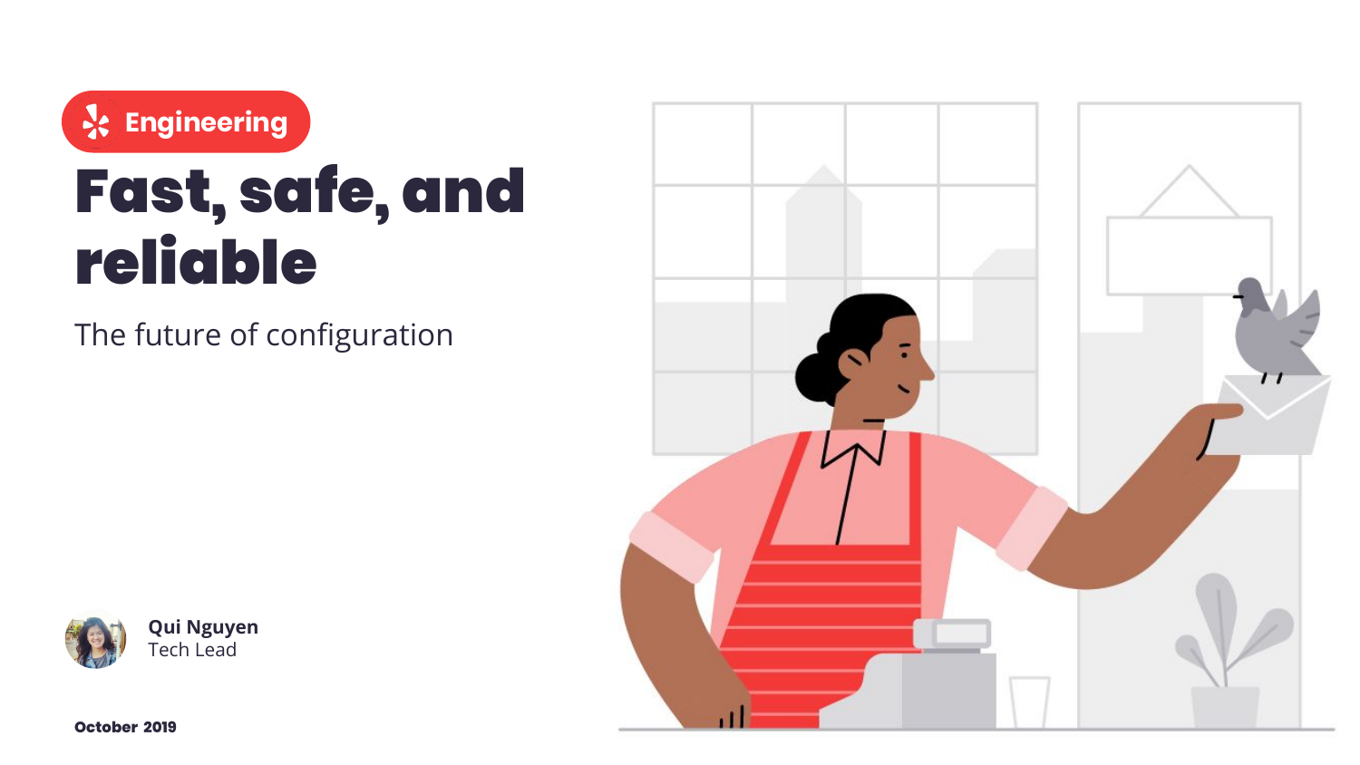Engineering

# Fast, safe, and reliable

The future of configuration

**Qui Nguyen**
Tech Lead

**October 2019**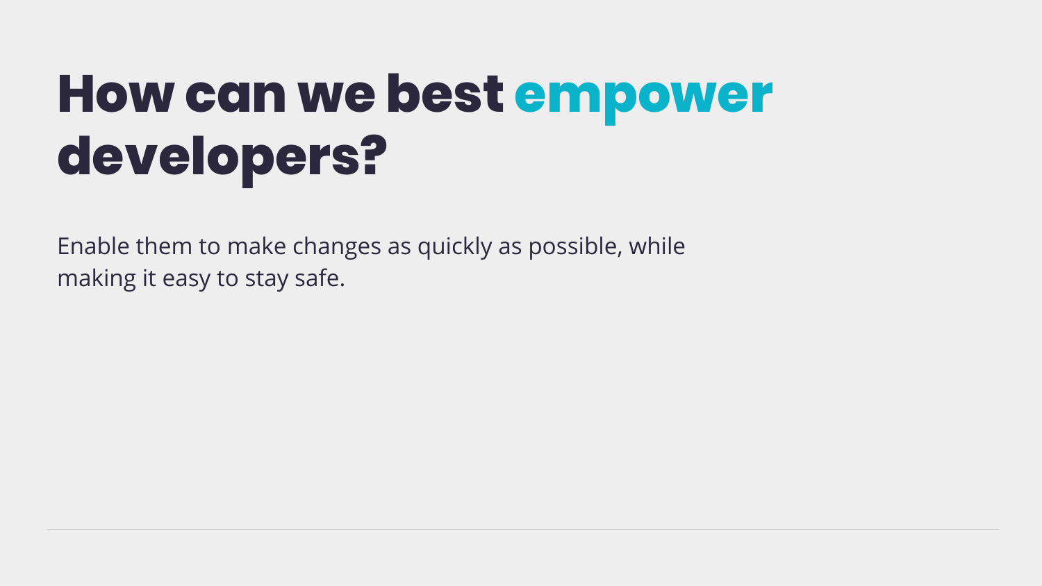# How can we best empower developers?

Enable them to make changes as quickly as possible, while making it easy to stay safe.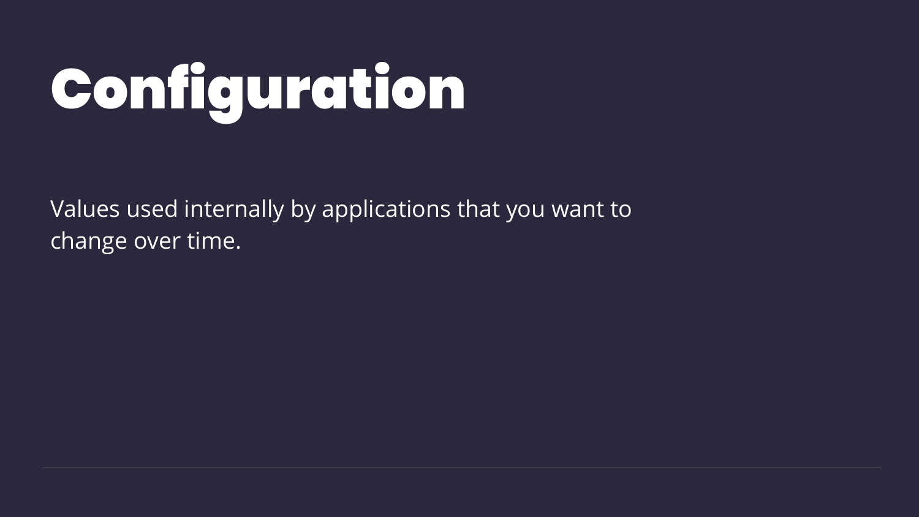# Configuration

Values used internally by applications that you want to change over time.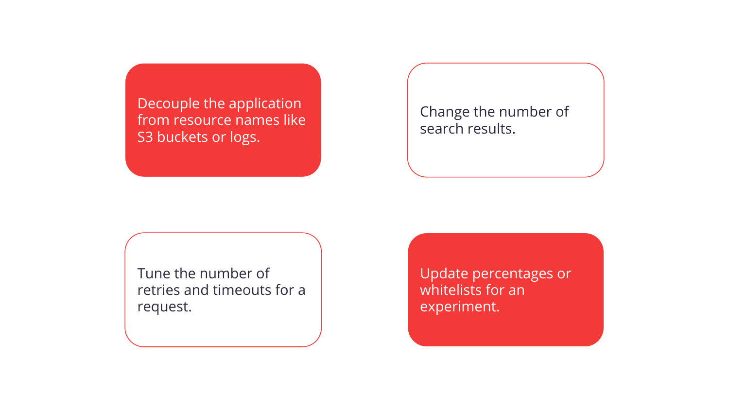- Decouple the application from resource names like S3 buckets or logs.
- Change the number of search results.
- Tune the number of retries and timeouts for a request.
- Update percentages or whitelists for an experiment.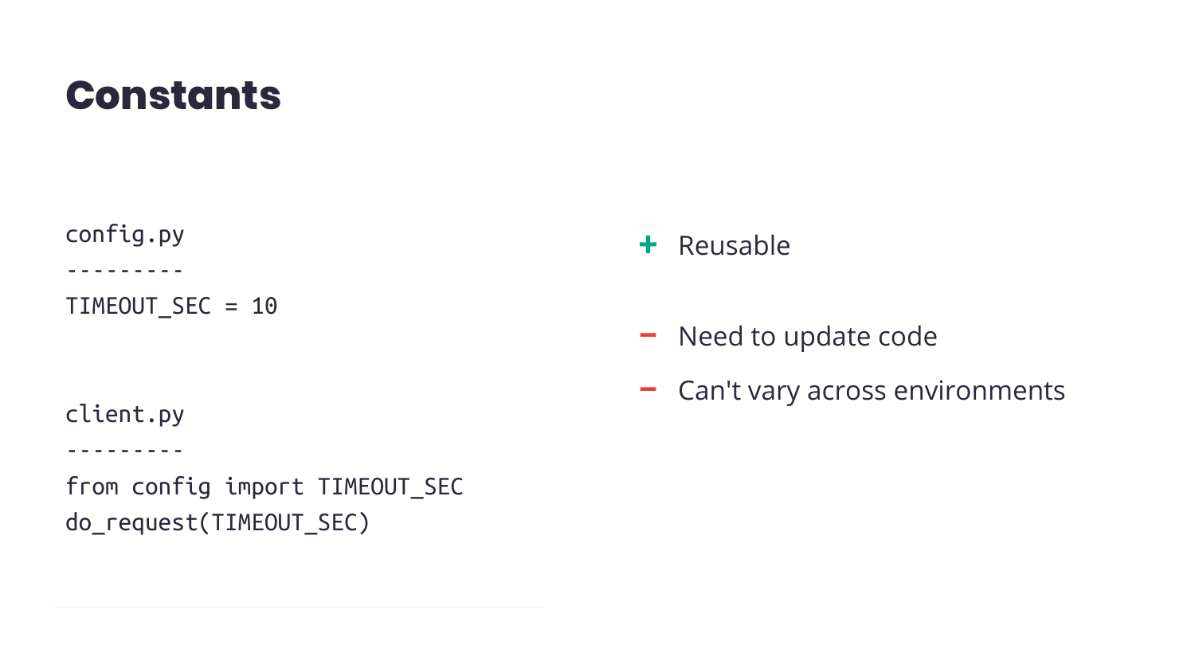# Constants

```
config.py
---------
TIMEOUT_SEC = 10


client.py
---------
from config import TIMEOUT_SEC
do_request(TIMEOUT_SEC)
```

- \+ Reusable
- − Need to update code
- − Can't vary across environments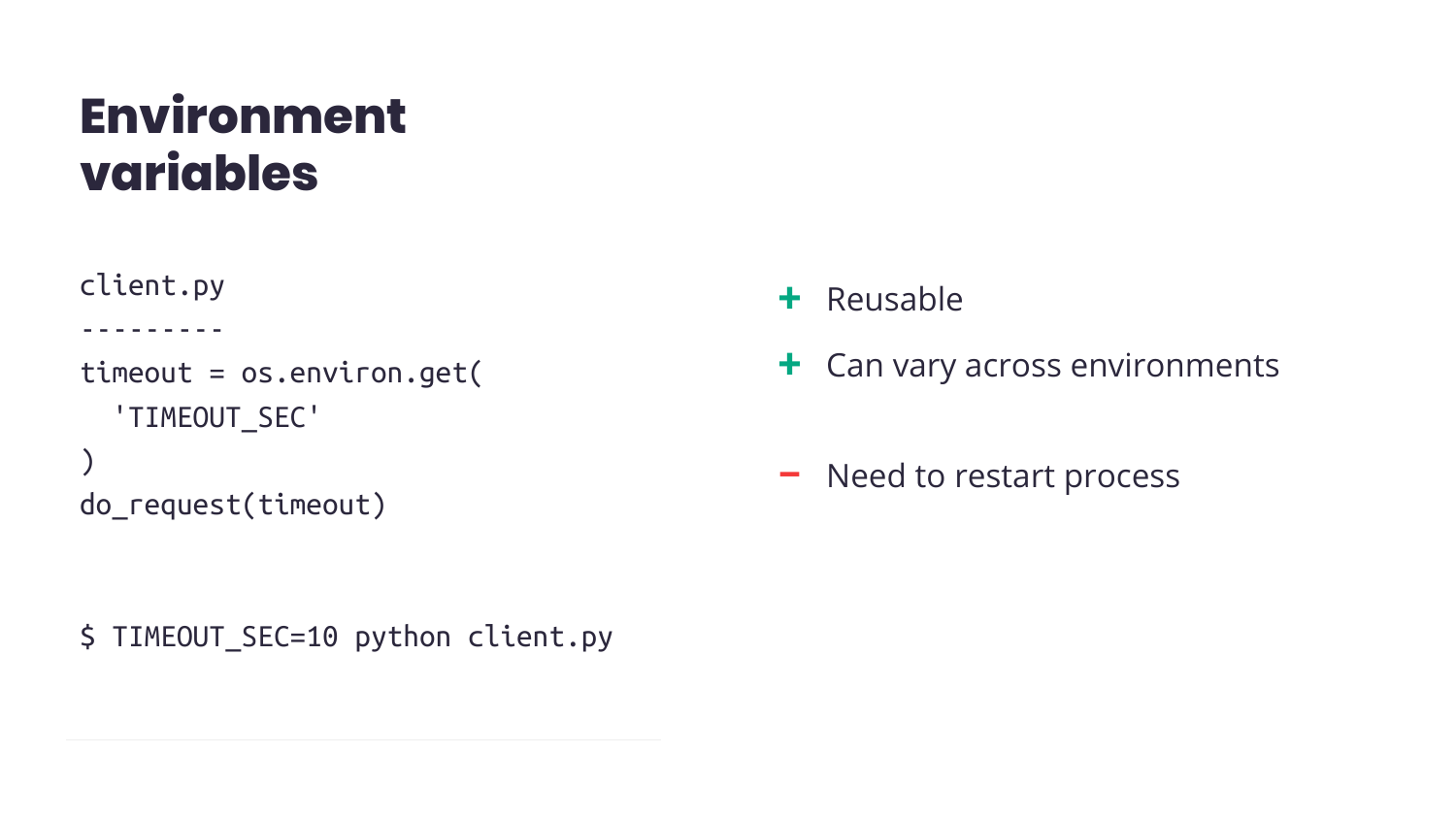# Environment variables

```
client.py
---------
timeout = os.environ.get(
  'TIMEOUT_SEC'
)
do_request(timeout)
```

```
$ TIMEOUT_SEC=10 python client.py
```

- \+ Reusable
- \+ Can vary across environments

- − Need to restart process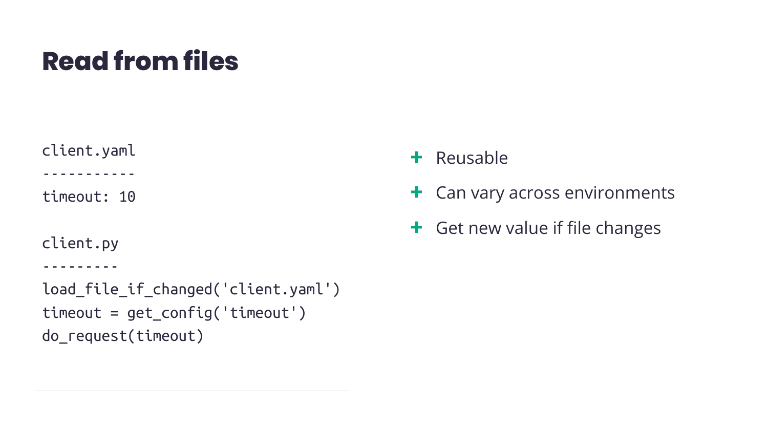# Read from files

```
client.yaml
-----------
timeout: 10

client.py
---------
load_file_if_changed('client.yaml')
timeout = get_config('timeout')
do_request(timeout)
```

+ Reusable
+ Can vary across environments
+ Get new value if file changes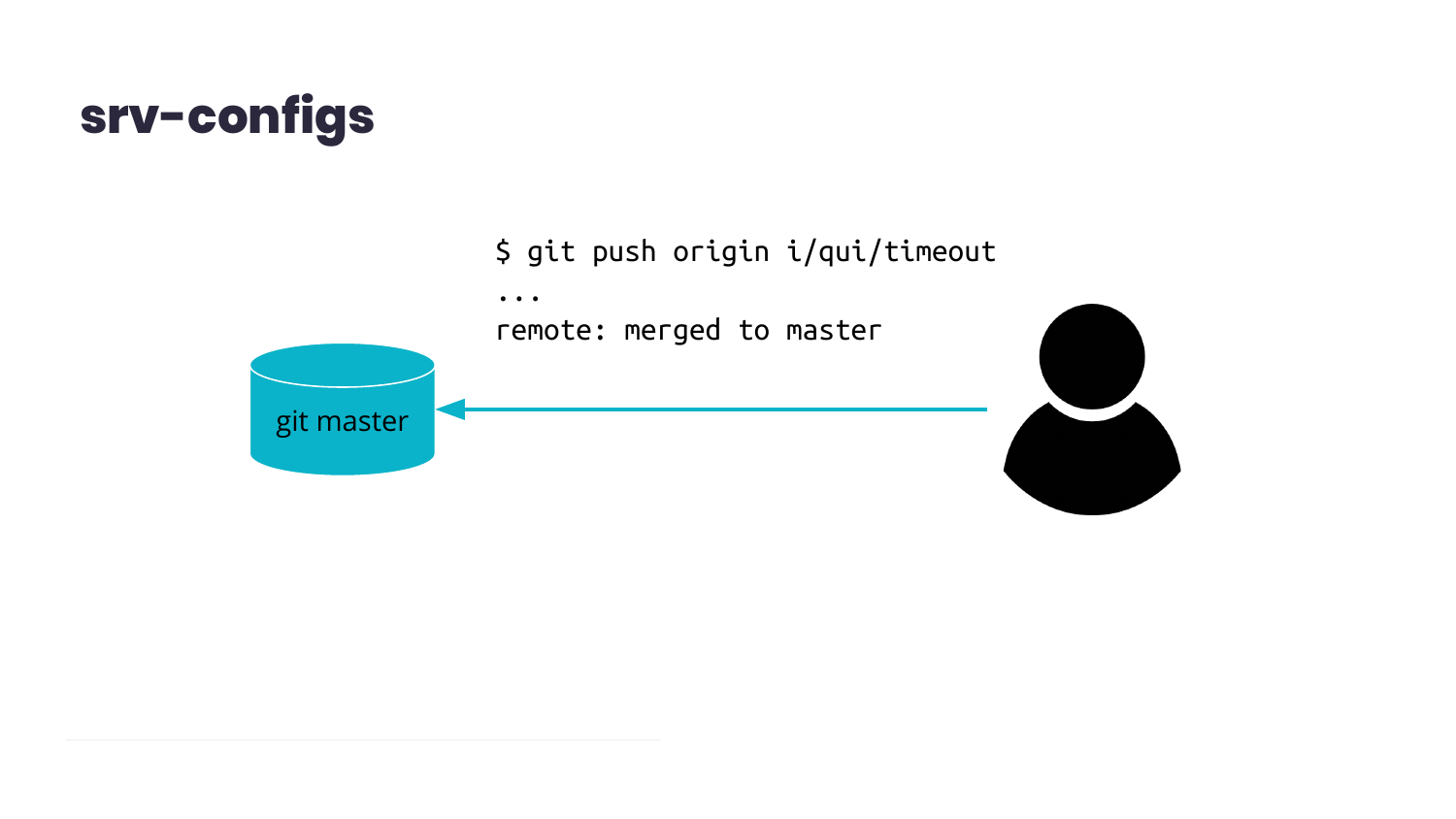# srv-configs

```
$ git push origin i/qui/timeout
...
remote: merged to master
```

git master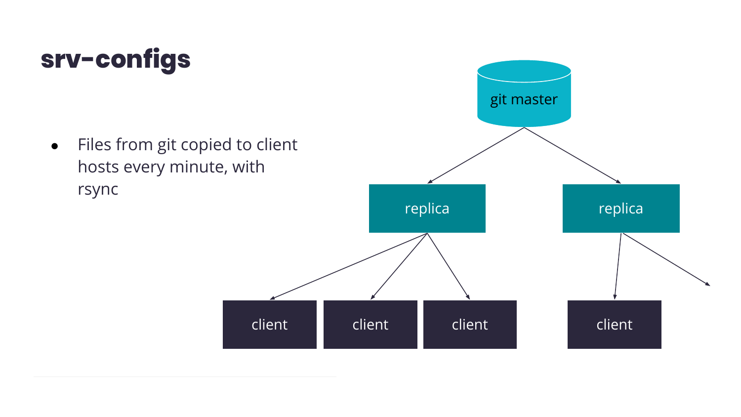# srv-configs

- Files from git copied to client hosts every minute, with rsync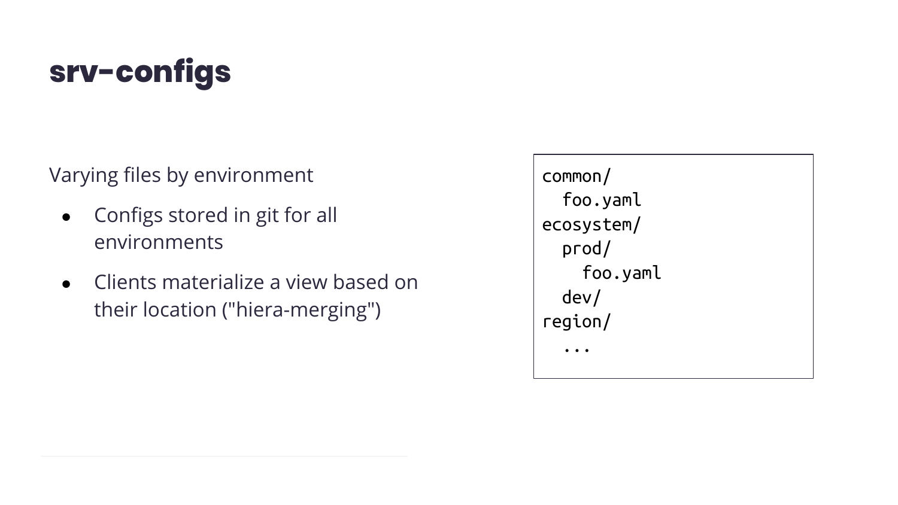# srv-configs

Varying files by environment

- Configs stored in git for all environments
- Clients materialize a view based on their location ("hiera-merging")

```
common/
  foo.yaml
ecosystem/
  prod/
    foo.yaml
  dev/
region/
  ...
```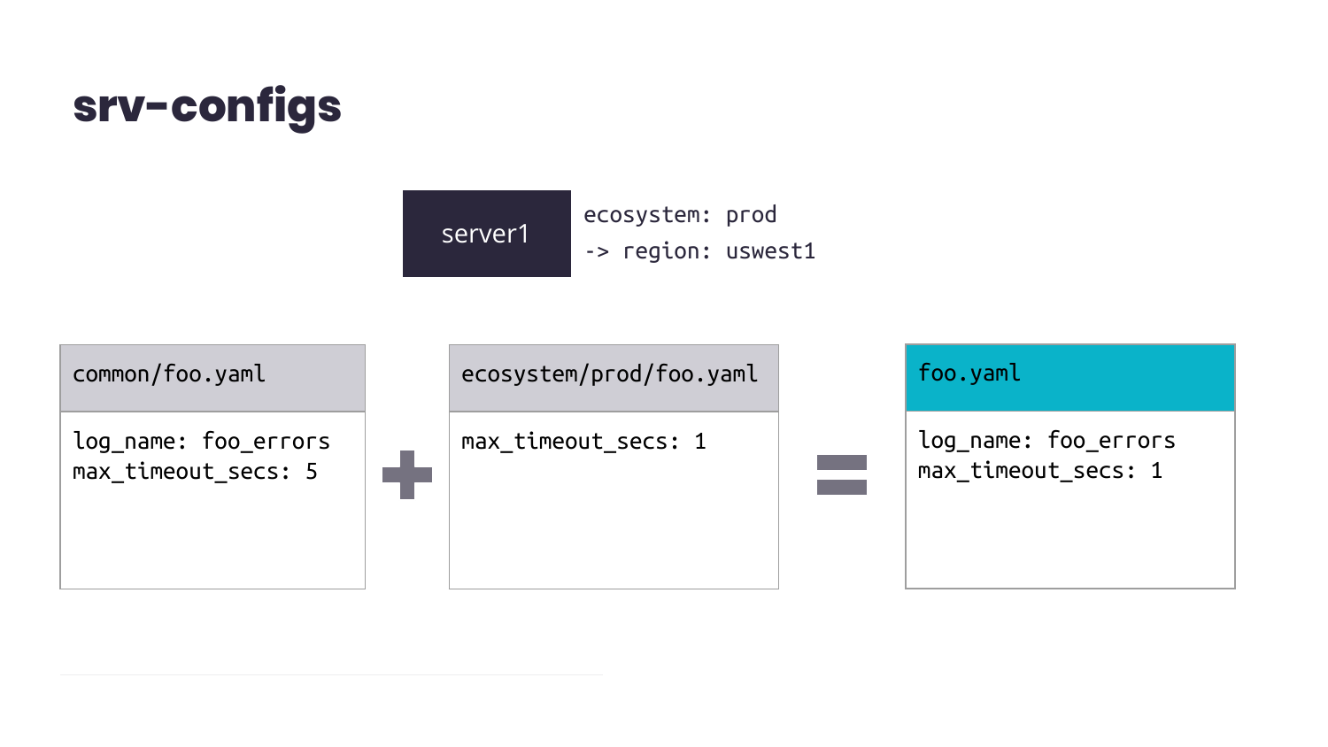# srv-configs

**server1**

```
ecosystem: prod
-> region: uswest1
```

**common/foo.yaml**

```yaml
log_name: foo_errors
max_timeout_secs: 5
```

+

**ecosystem/prod/foo.yaml**

```yaml
max_timeout_secs: 1
```

=

**foo.yaml**

```yaml
log_name: foo_errors
max_timeout_secs: 1
```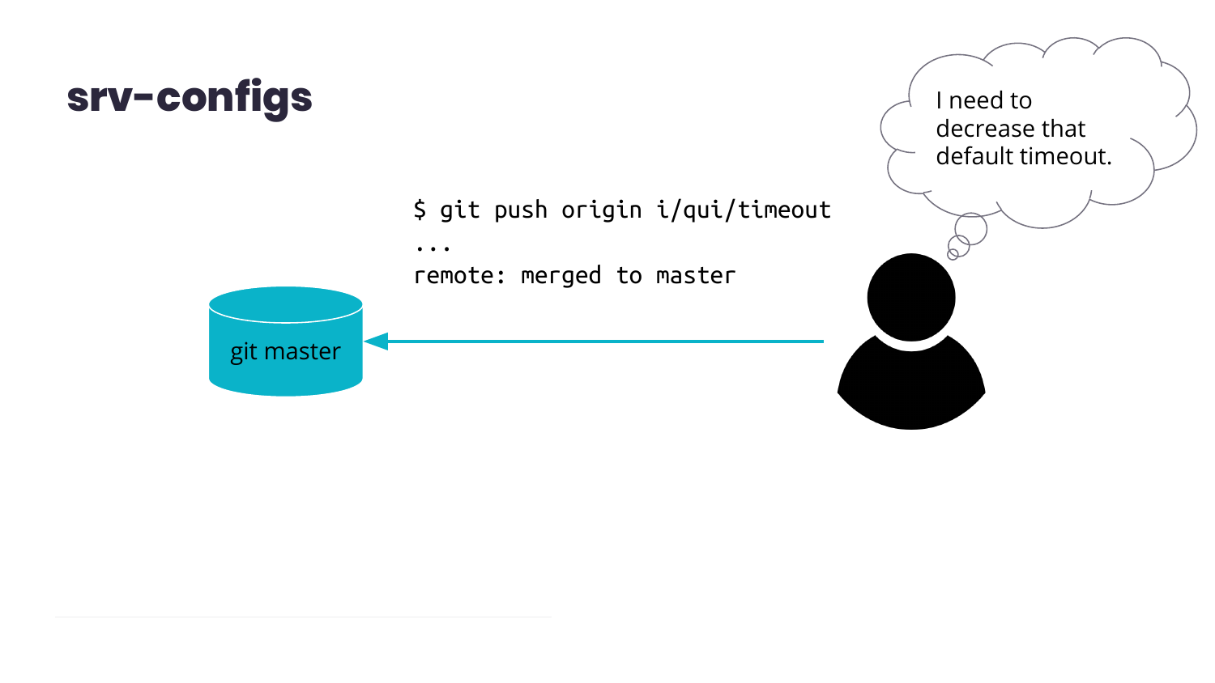# srv-configs

I need to decrease that default timeout.

```
$ git push origin i/qui/timeout
...
remote: merged to master
```

git master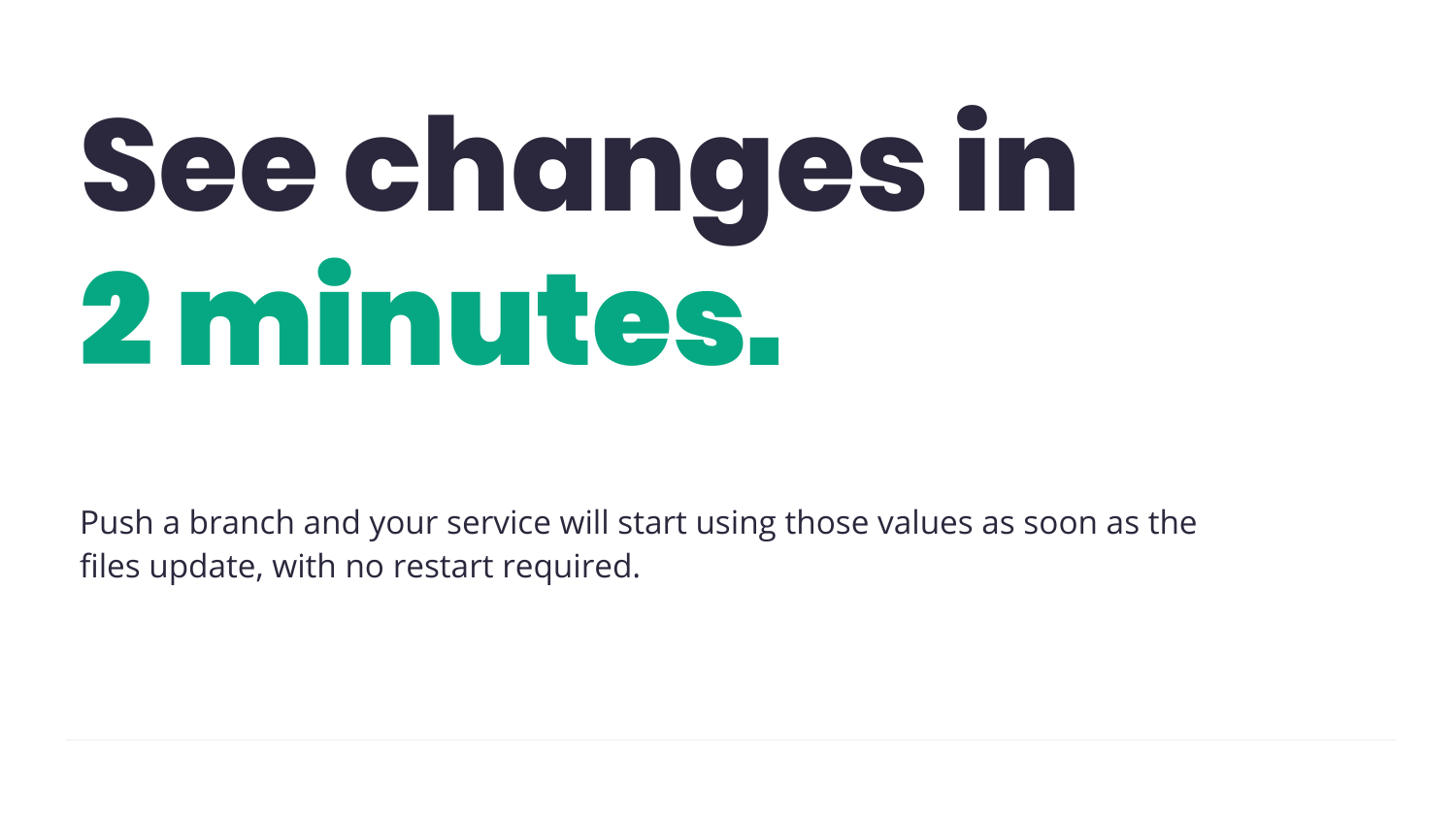# See changes in 2 minutes.

Push a branch and your service will start using those values as soon as the files update, with no restart required.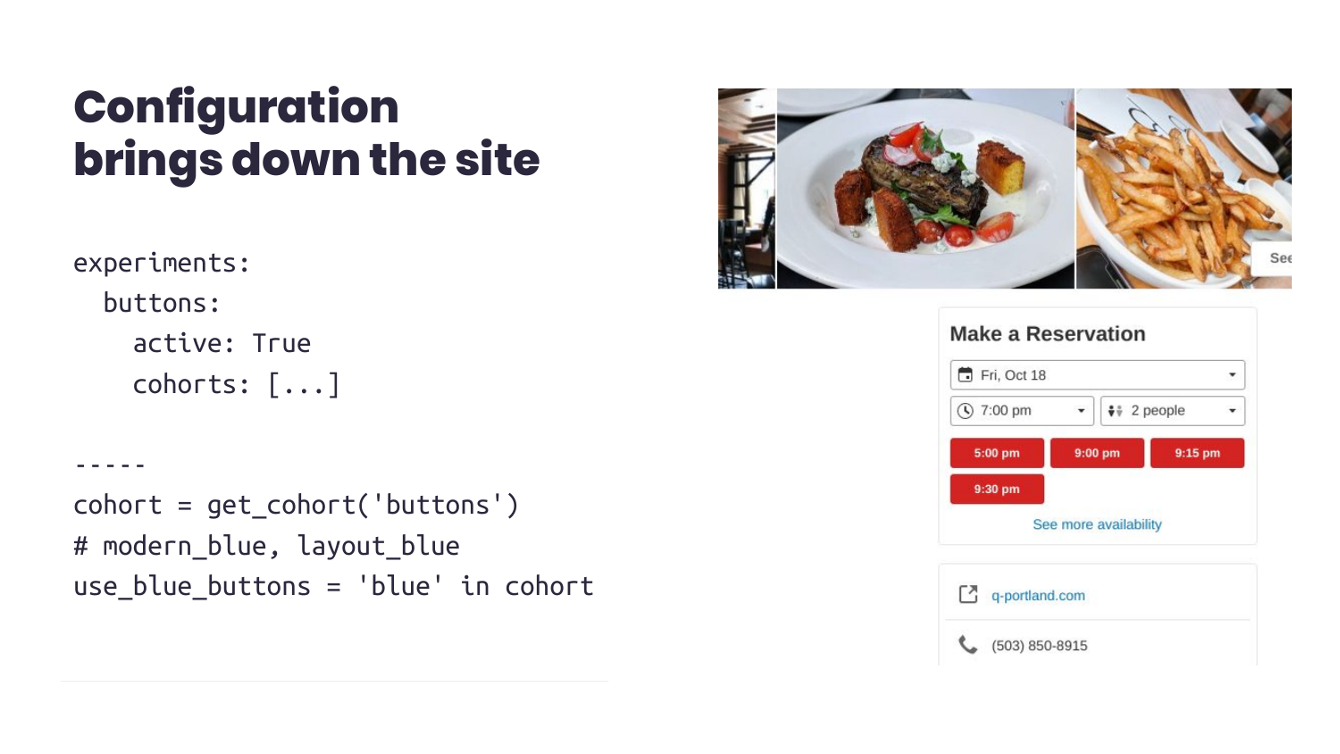# Configuration brings down the site

```
experiments:
  buttons:
    active: True
    cohorts: [...]

-----
cohort = get_cohort('buttons')
# modern_blue, layout_blue
use_blue_buttons = 'blue' in cohort
```

Make a Reservation

Fri, Oct 18

7:00 pm

2 people

5:00 pm

9:00 pm

9:15 pm

9:30 pm

See more availability

q-portland.com

(503) 850-8915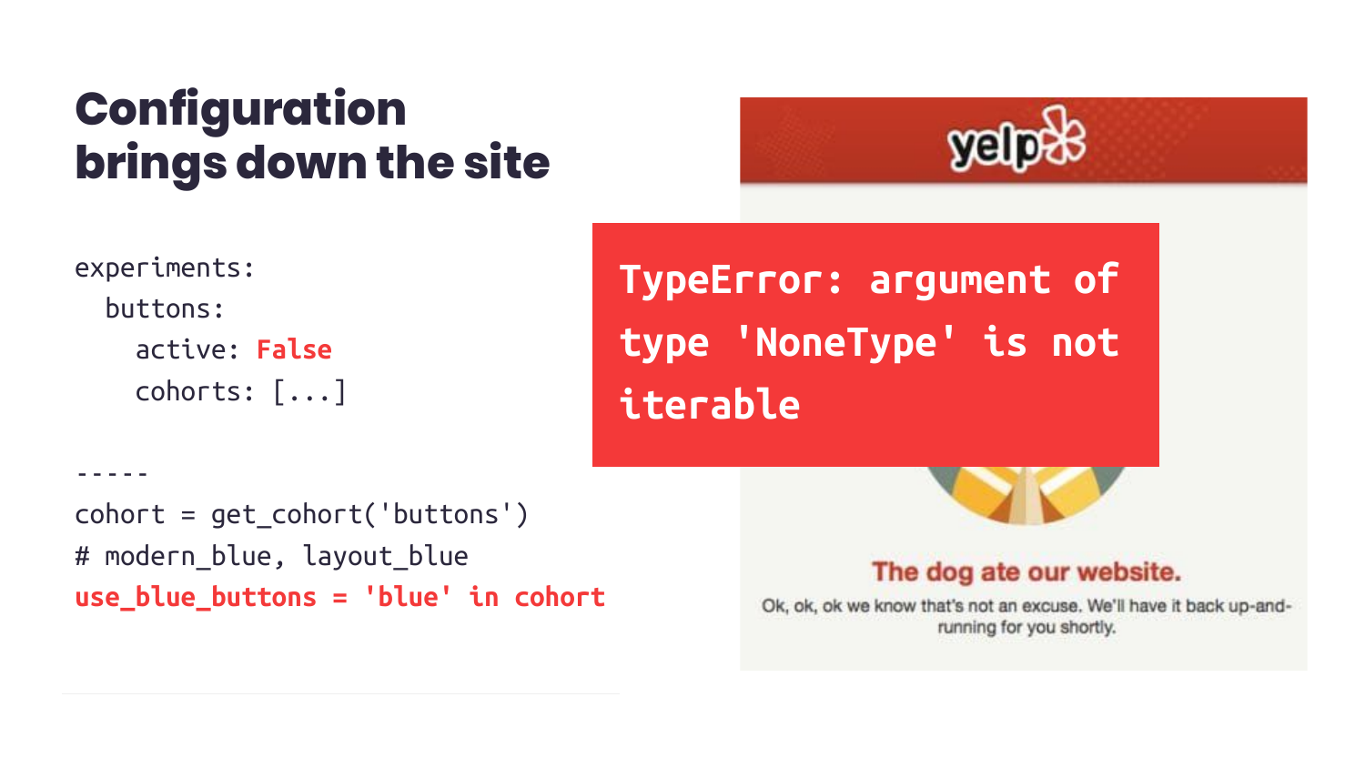# Configuration brings down the site

```
experiments:
  buttons:
    active: False
    cohorts: [...]

-----
cohort = get_cohort('buttons')
# modern_blue, layout_blue
use_blue_buttons = 'blue' in cohort
```

```
TypeError: argument of type 'NoneType' is not iterable
```

The dog ate our website.

Ok, ok, ok we know that's not an excuse. We'll have it back up-and-running for you shortly.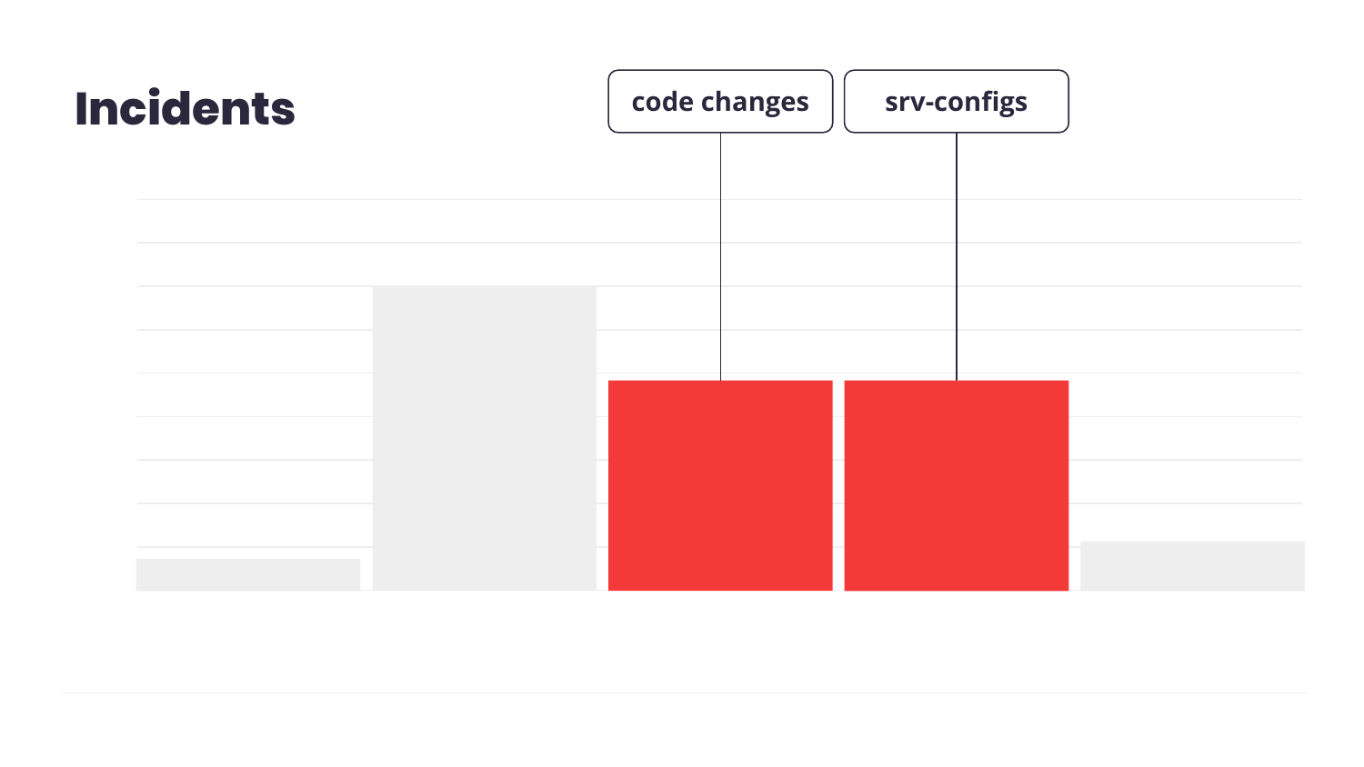# Incidents

code changes

srv-configs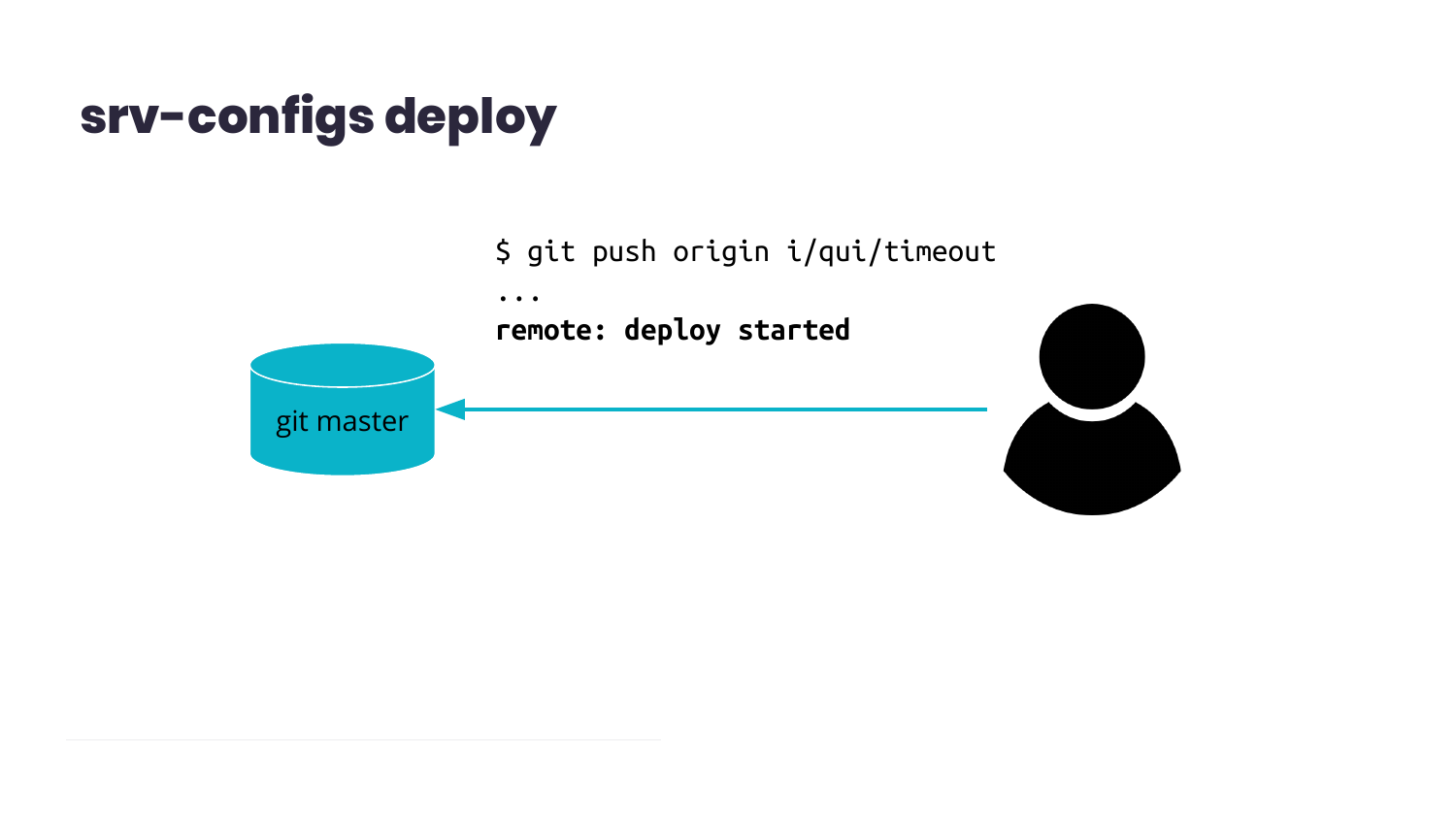# srv-configs deploy

```
$ git push origin i/qui/timeout
...
remote: deploy started
```

git master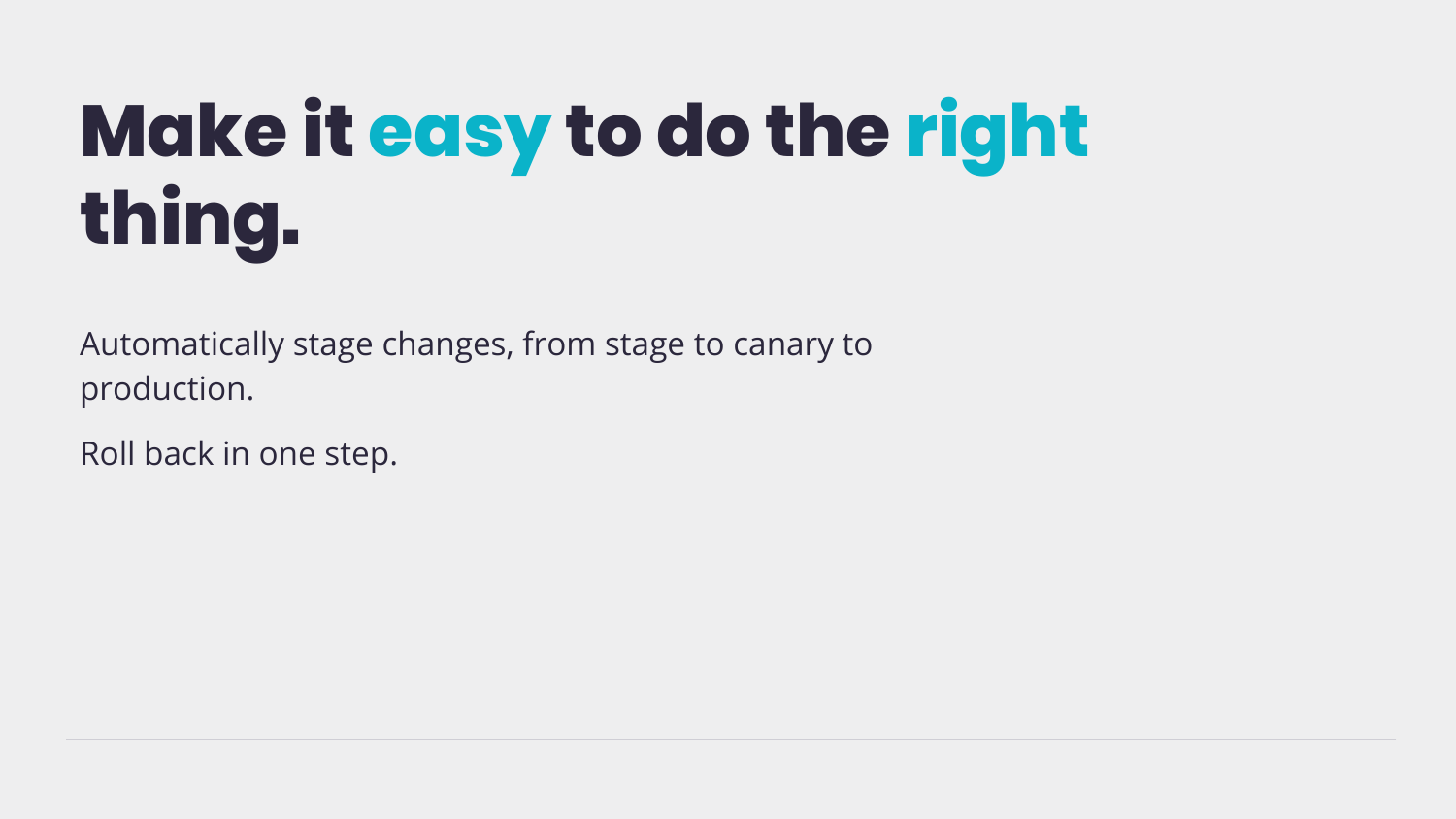# Make it easy to do the right thing.

Automatically stage changes, from stage to canary to production.

Roll back in one step.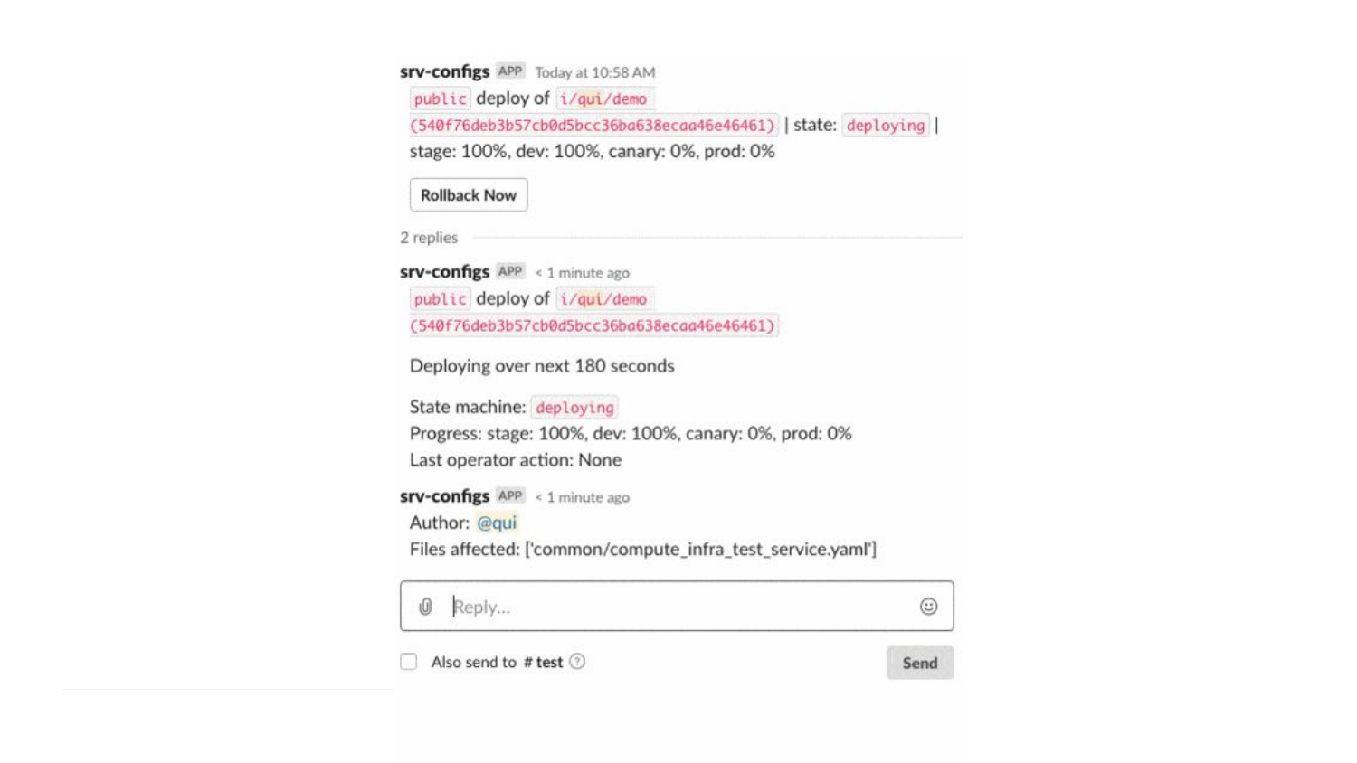**srv-configs** APP Today at 10:58 AM

`public` deploy of `i/qui/demo` `(540f76deb3b57cb0d5bcc36ba638ecaa46e46461)` | state: `deploying` | stage: 100%, dev: 100%, canary: 0%, prod: 0%

Rollback Now

2 replies

**srv-configs** APP < 1 minute ago

`public` deploy of `i/qui/demo` `(540f76deb3b57cb0d5bcc36ba638ecaa46e46461)`

Deploying over next 180 seconds

State machine: `deploying`
Progress: stage: 100%, dev: 100%, canary: 0%, prod: 0%
Last operator action: None

**srv-configs** APP < 1 minute ago

Author: @qui
Files affected: ['common/compute_infra_test_service.yaml']

Reply...

Also send to # test

Send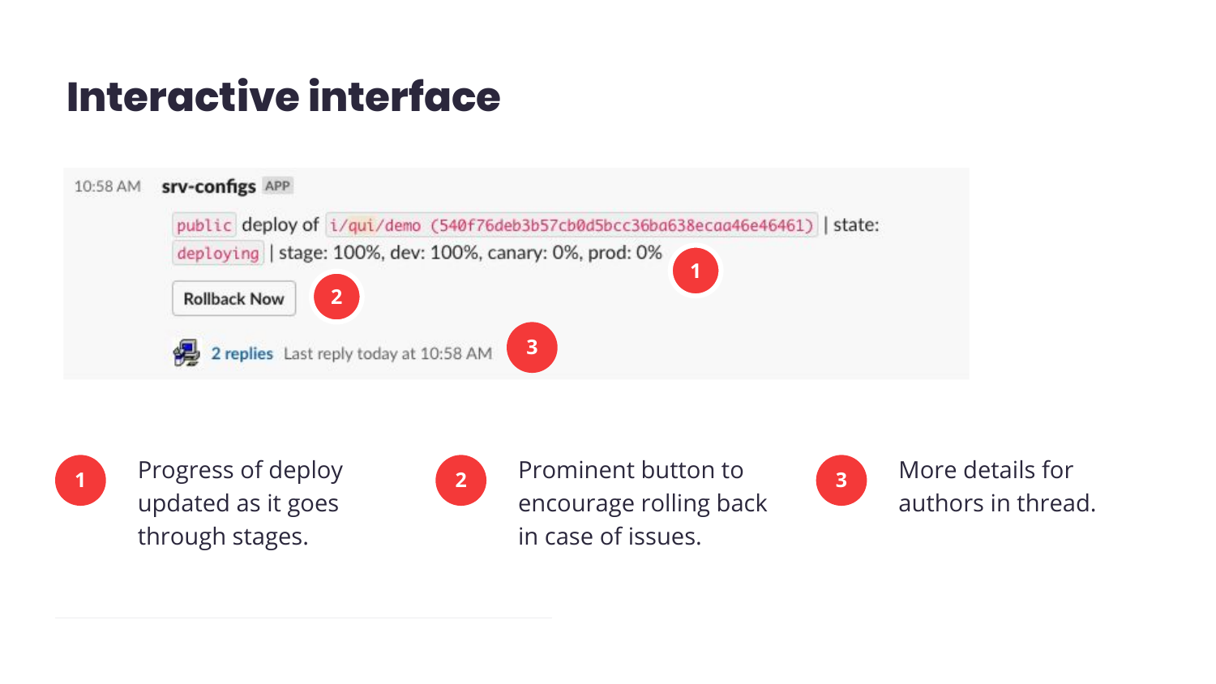# Interactive interface

10:58 AM **srv-configs** APP

`public` deploy of `i/qui/demo (540f76deb3b57cb0d5bcc36ba638ecaa46e46461)` | state: `deploying` | stage: 100%, dev: 100%, canary: 0%, prod: 0% **(1)**

**Rollback Now** **(2)**

2 replies Last reply today at 10:58 AM **(3)**

1. Progress of deploy updated as it goes through stages.
2. Prominent button to encourage rolling back in case of issues.
3. More details for authors in thread.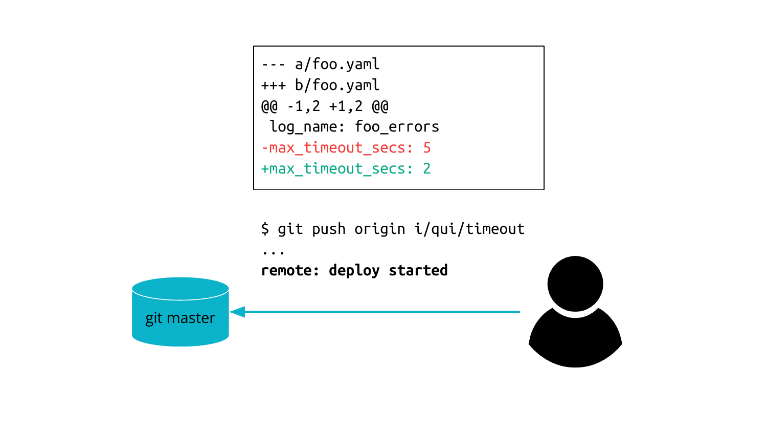```diff
--- a/foo.yaml
+++ b/foo.yaml
@@ -1,2 +1,2 @@
 log_name: foo_errors
-max_timeout_secs: 5
+max_timeout_secs: 2
```

```
$ git push origin i/qui/timeout
...
remote: deploy started
```

git master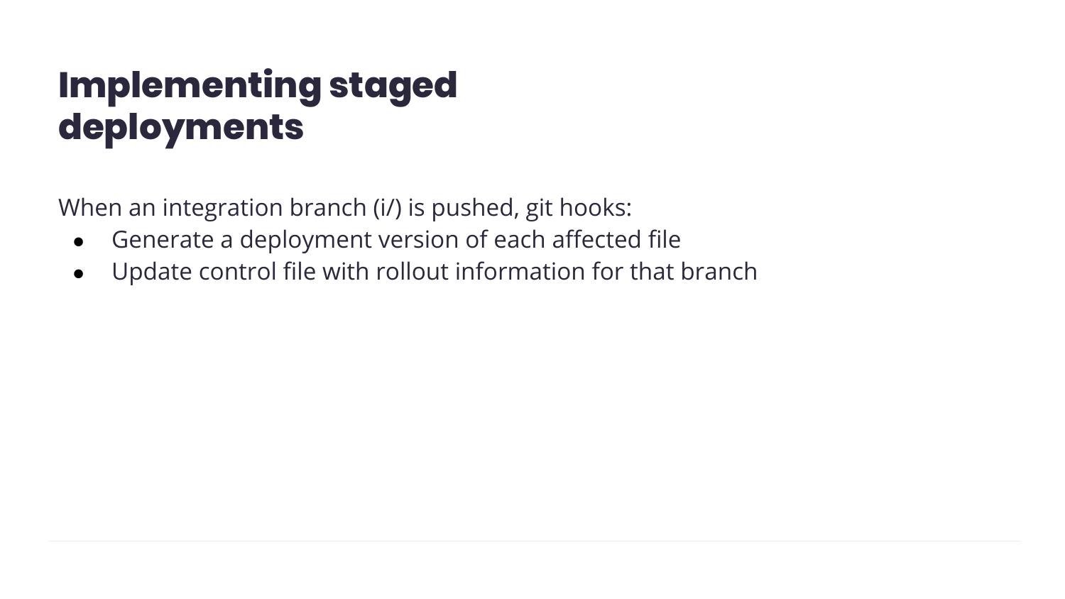# Implementing staged deployments

When an integration branch (i/) is pushed, git hooks:

- Generate a deployment version of each affected file
- Update control file with rollout information for that branch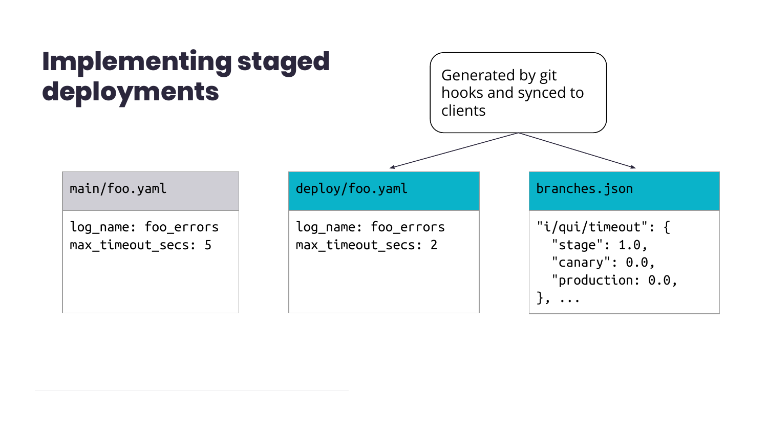# Implementing staged deployments

Generated by git hooks and synced to clients

**main/foo.yaml**

```
log_name: foo_errors
max_timeout_secs: 5
```

**deploy/foo.yaml**

```
log_name: foo_errors
max_timeout_secs: 2
```

**branches.json**

```
"i/qui/timeout": {
  "stage": 1.0,
  "canary": 0.0,
  "production: 0.0,
}, ...
```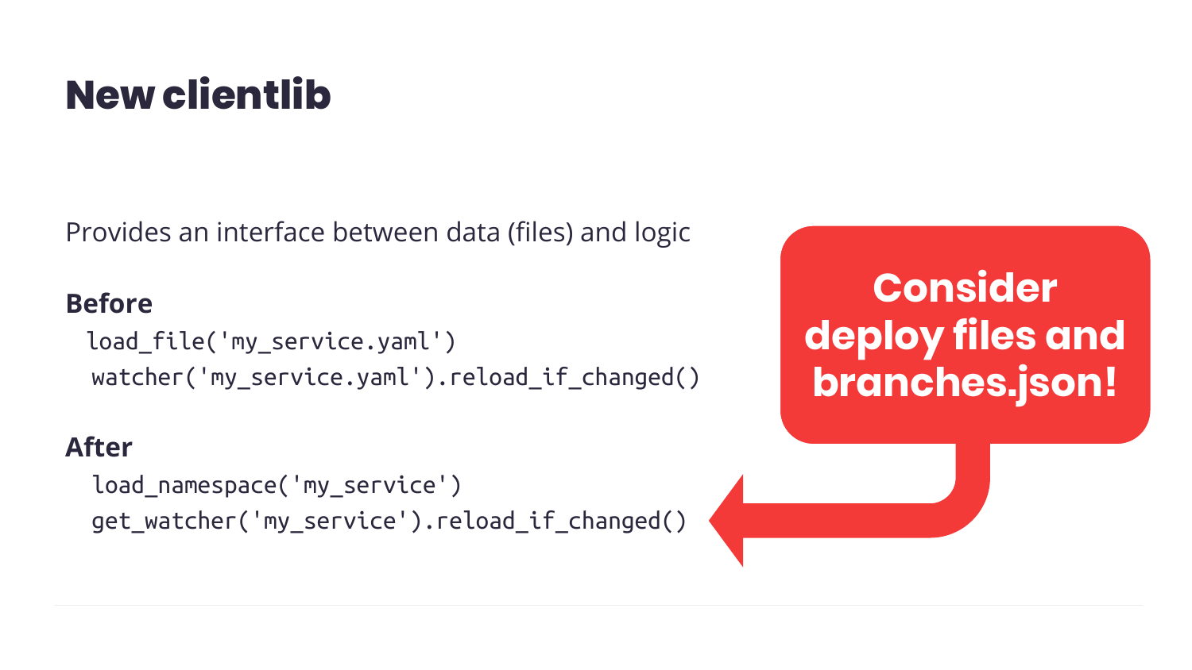# New clientlib

Provides an interface between data (files) and logic

**Before**

```
load_file('my_service.yaml')
watcher('my_service.yaml').reload_if_changed()
```

**After**

```
load_namespace('my_service')
get_watcher('my_service').reload_if_changed()
```

**Consider deploy files and branches.json!**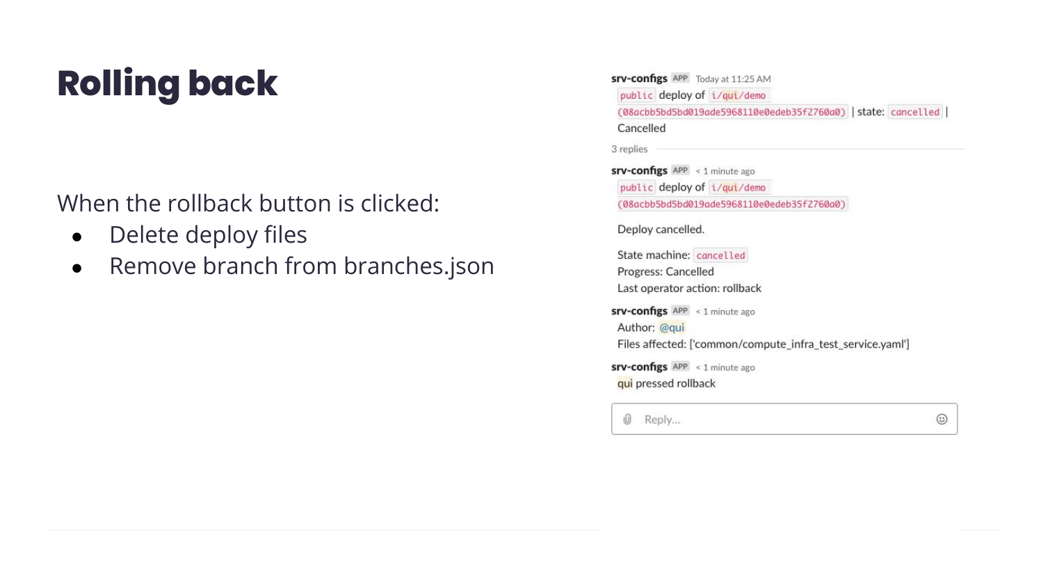# Rolling back

When the rollback button is clicked:

- Delete deploy files
- Remove branch from branches.json

**srv-configs** APP Today at 11:25 AM
`public` deploy of `i/qui/demo` `(08acbb5bd5bd019ade5968110e0edeb35f2760a0)` | state: `cancelled` | Cancelled

3 replies

**srv-configs** APP < 1 minute ago
`public` deploy of `i/qui/demo` `(08acbb5bd5bd019ade5968110e0edeb35f2760a0)`

Deploy cancelled.

State machine: `cancelled`
Progress: Cancelled
Last operator action: rollback

**srv-configs** APP < 1 minute ago
Author: @qui
Files affected: ['common/compute_infra_test_service.yaml']

**srv-configs** APP < 1 minute ago
qui pressed rollback

Reply...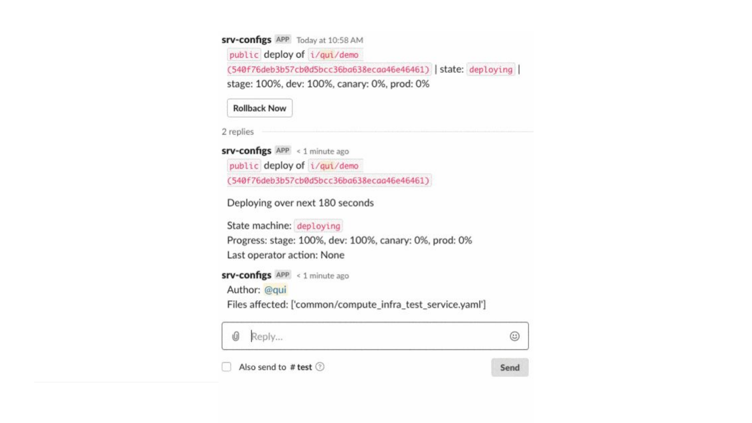**srv-configs** APP Today at 10:58 AM

`public` deploy of `i/qui/demo` `(540f76deb3b57cb0d5bcc36ba638ecaa46e46461)` | state: `deploying` | stage: 100%, dev: 100%, canary: 0%, prod: 0%

Rollback Now

2 replies

**srv-configs** APP < 1 minute ago

`public` deploy of `i/qui/demo` `(540f76deb3b57cb0d5bcc36ba638ecaa46e46461)`

Deploying over next 180 seconds

State machine: `deploying`
Progress: stage: 100%, dev: 100%, canary: 0%, prod: 0%
Last operator action: None

**srv-configs** APP < 1 minute ago

Author: @qui
Files affected: ['common/compute_infra_test_service.yaml']

Reply...

Also send to # test

Send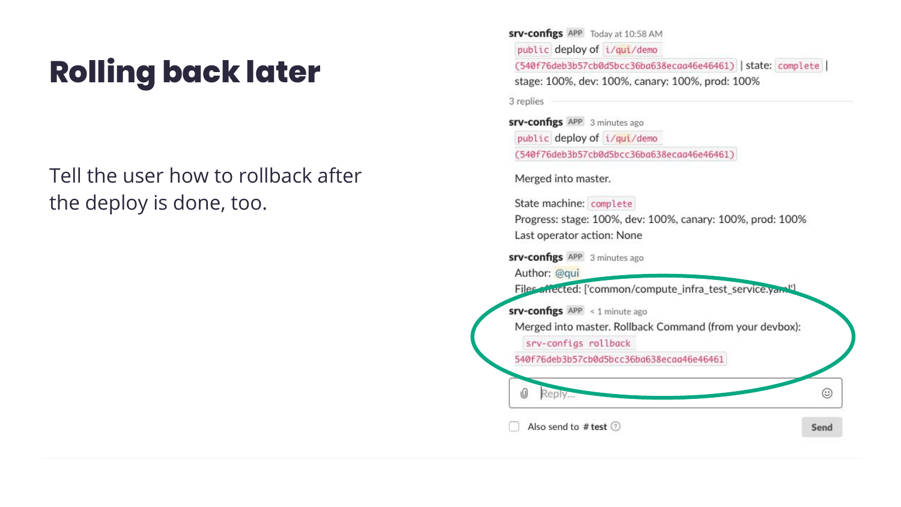# Rolling back later

Tell the user how to rollback after the deploy is done, too.

**srv-configs** APP Today at 10:58 AM
`public` deploy of `i/qui/demo` `(540f76deb3b57cb0d5bcc36ba638ecaa46e46461)` | state: `complete` | stage: 100%, dev: 100%, canary: 100%, prod: 100%

3 replies

**srv-configs** APP 3 minutes ago
`public` deploy of `i/qui/demo` `(540f76deb3b57cb0d5bcc36ba638ecaa46e46461)`

Merged into master.

State machine: `complete`
Progress: stage: 100%, dev: 100%, canary: 100%, prod: 100%
Last operator action: None

**srv-configs** APP 3 minutes ago
Author: @qui
Files affected: ['common/compute_infra_test_service.yaml']

**srv-configs** APP < 1 minute ago
Merged into master. Rollback Command (from your devbox):
`srv-configs rollback 540f76deb3b57cb0d5bcc36ba638ecaa46e46461`

Reply...

Also send to # test

Send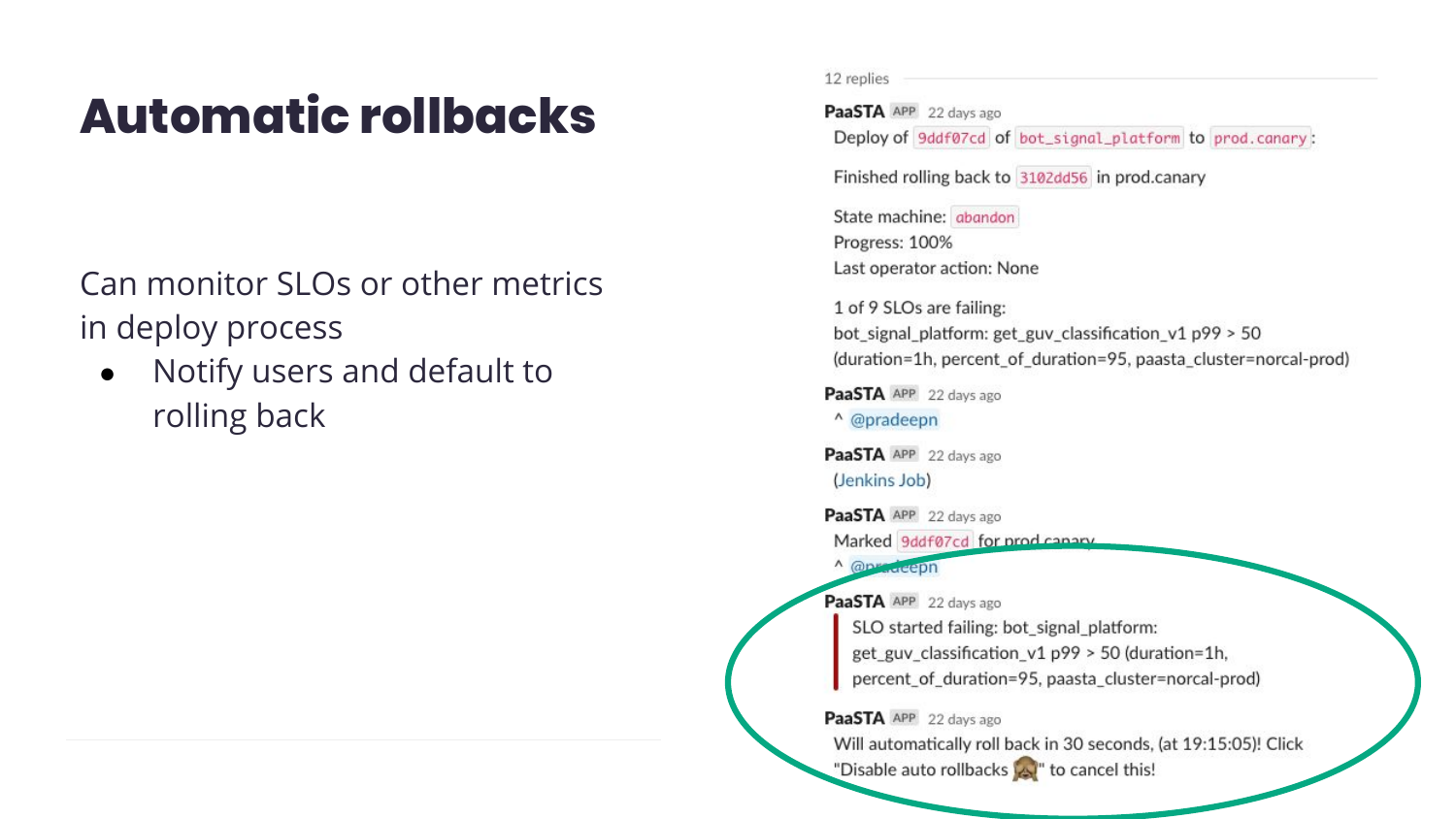# Automatic rollbacks

Can monitor SLOs or other metrics in deploy process

- Notify users and default to rolling back

12 replies

**PaaSTA** APP 22 days ago
Deploy of `9ddf07cd` of `bot_signal_platform` to `prod.canary`:

Finished rolling back to `3102dd56` in prod.canary

State machine: `abandon`
Progress: 100%
Last operator action: None

1 of 9 SLOs are failing:
bot_signal_platform: get_guv_classification_v1 p99 > 50 (duration=1h, percent_of_duration=95, paasta_cluster=norcal-prod)

**PaaSTA** APP 22 days ago
^ @pradeepn

**PaaSTA** APP 22 days ago
(Jenkins Job)

**PaaSTA** APP 22 days ago
Marked `9ddf07cd` for prod.canary
^ @pradeepn

**PaaSTA** APP 22 days ago
SLO started failing: bot_signal_platform: get_guv_classification_v1 p99 > 50 (duration=1h, percent_of_duration=95, paasta_cluster=norcal-prod)

**PaaSTA** APP 22 days ago
Will automatically roll back in 30 seconds, (at 19:15:05)! Click "Disable auto rollbacks 🙈" to cancel this!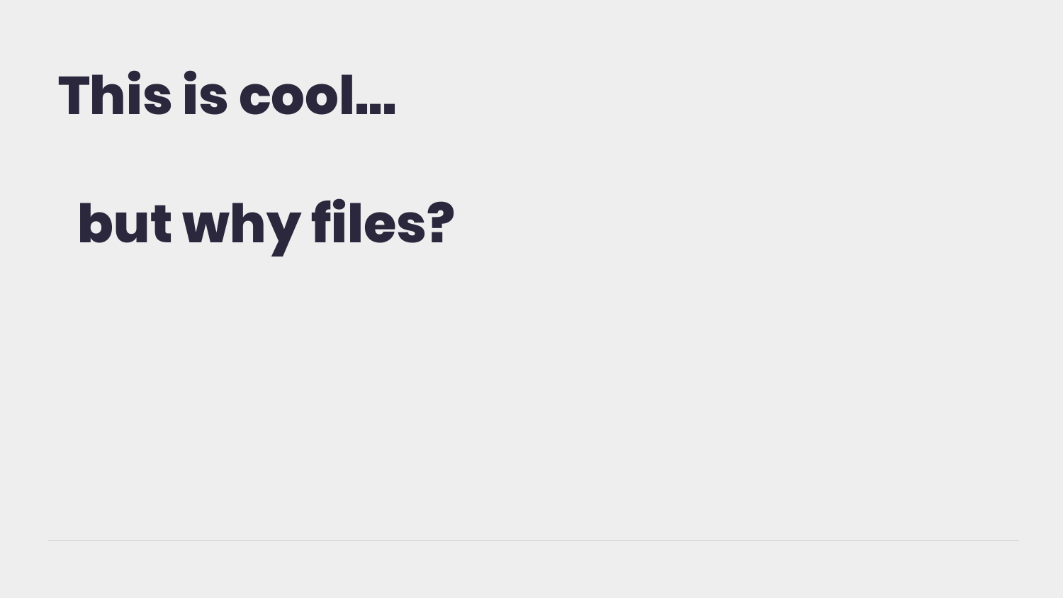# This is cool...

# but why files?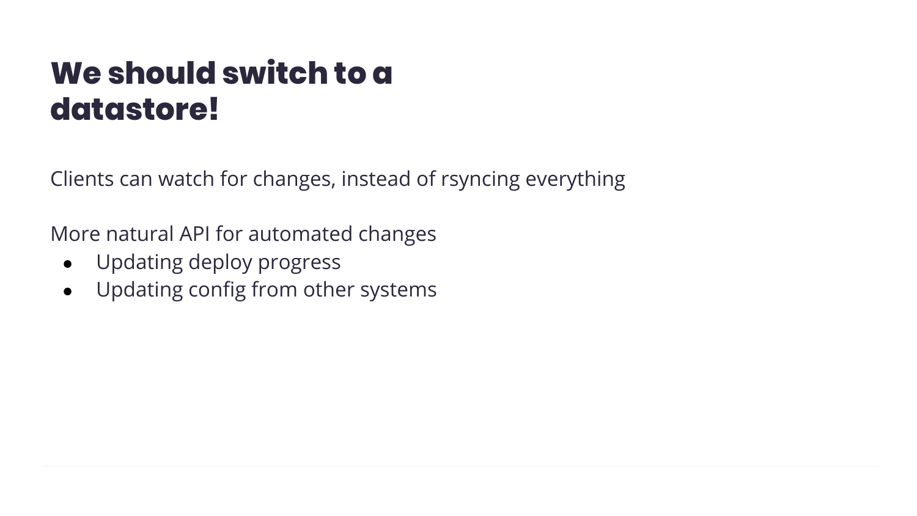# We should switch to a datastore!

Clients can watch for changes, instead of rsyncing everything

More natural API for automated changes

- Updating deploy progress
- Updating config from other systems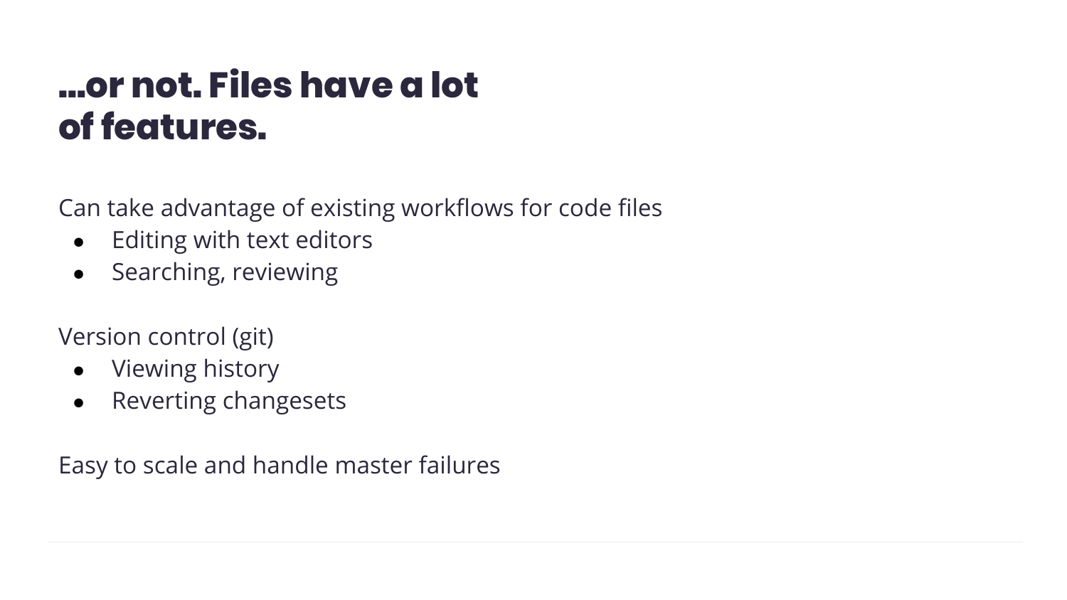# ...or not. Files have a lot of features.

Can take advantage of existing workflows for code files

- Editing with text editors
- Searching, reviewing

Version control (git)

- Viewing history
- Reverting changesets

Easy to scale and handle master failures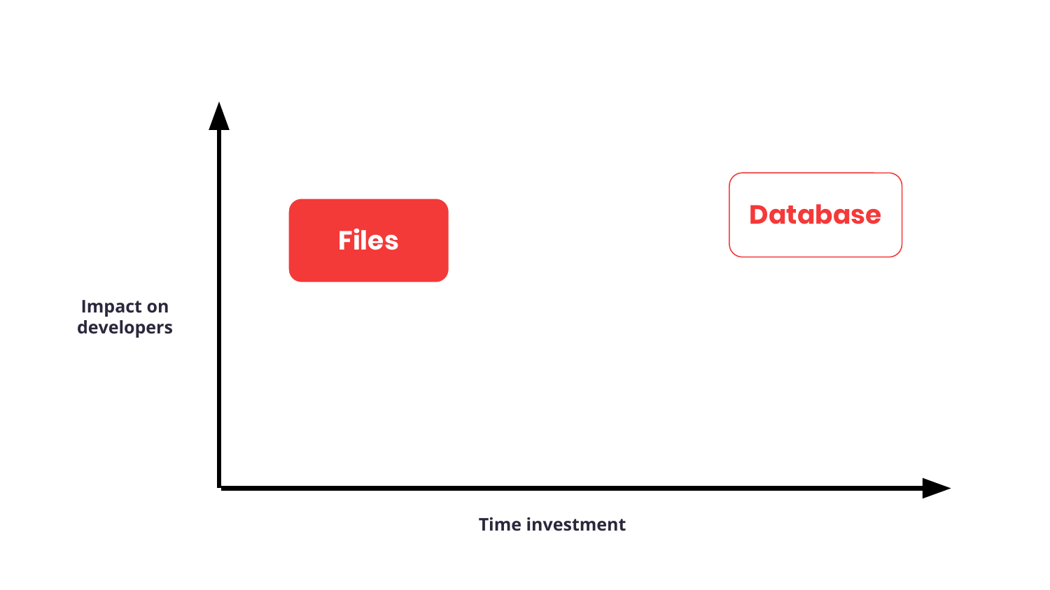Impact on developers

Files

Database

Time investment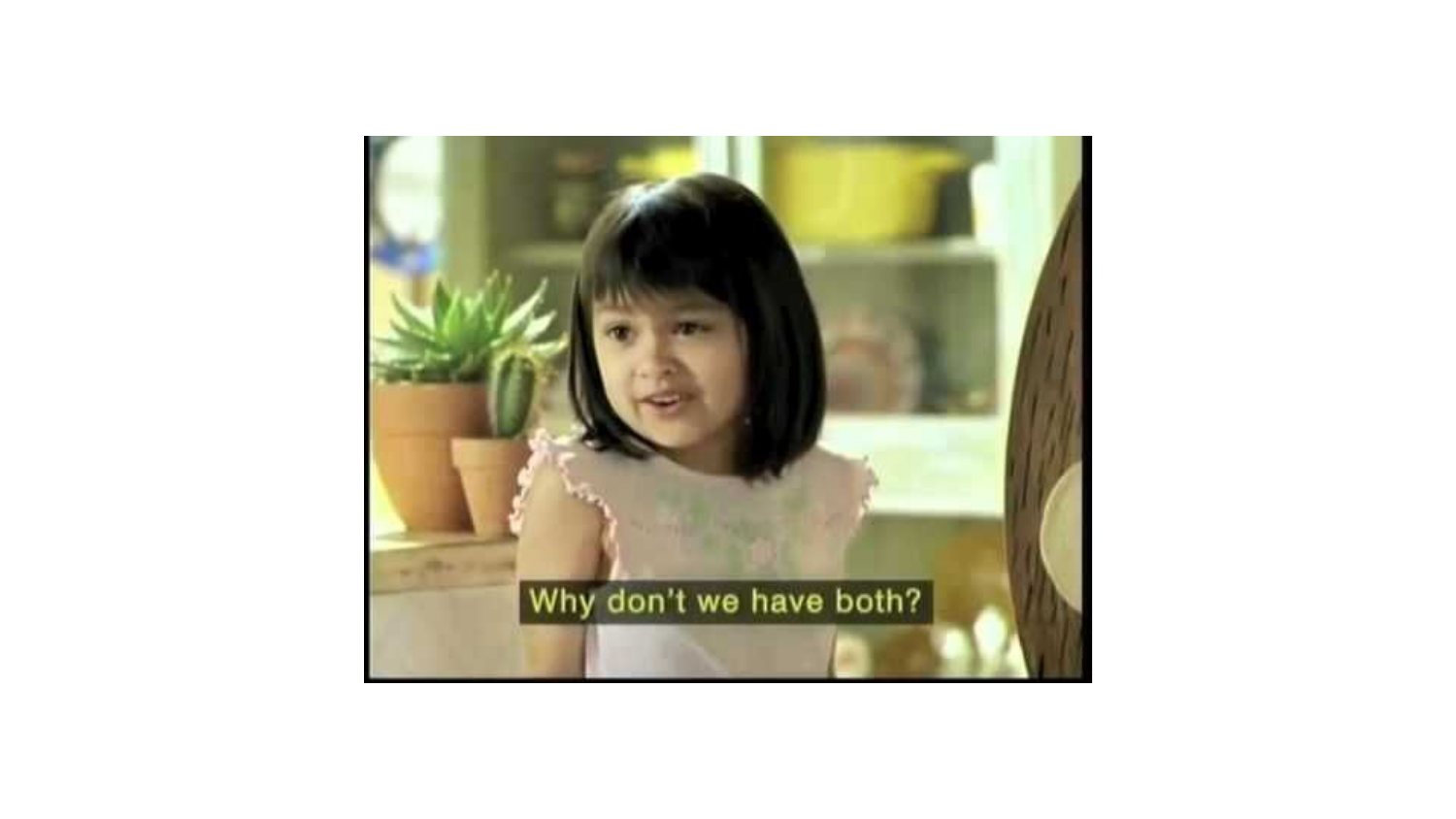Why don't we have both?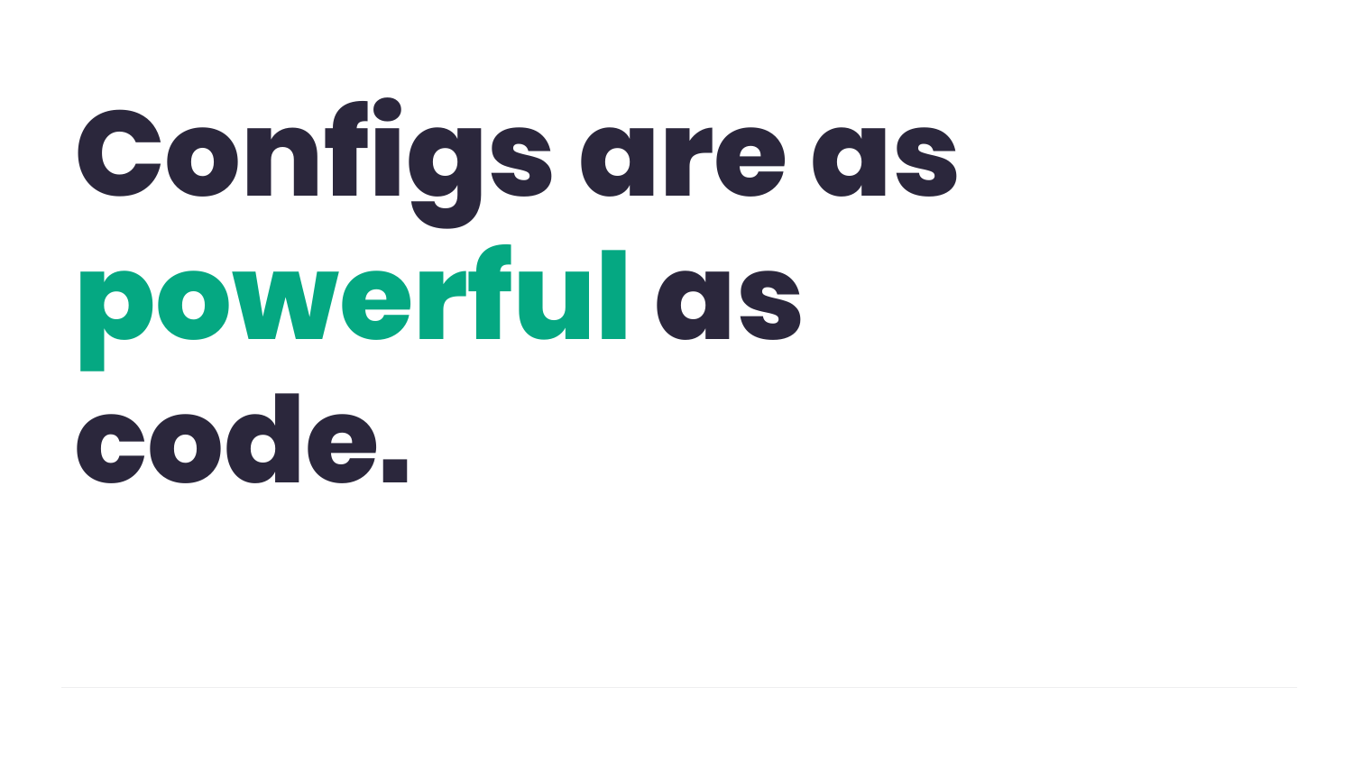# Configs are as **powerful** as code.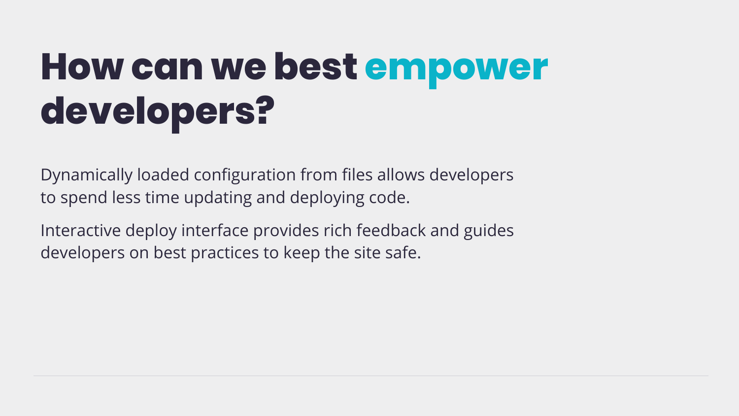# How can we best empower developers?

Dynamically loaded configuration from files allows developers to spend less time updating and deploying code.

Interactive deploy interface provides rich feedback and guides developers on best practices to keep the site safe.